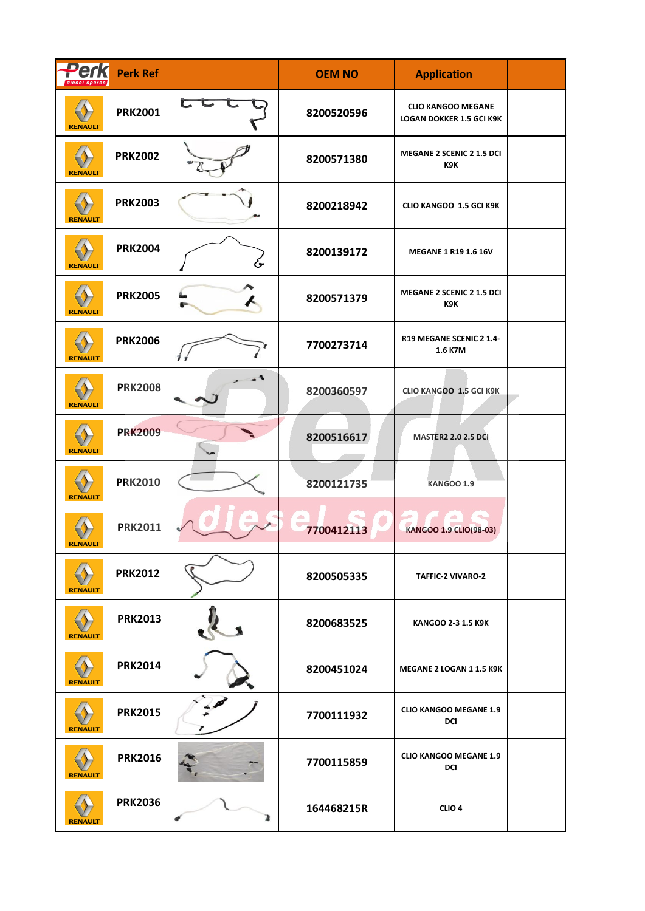| Perk diesel spares | Perk Ref | | OEM NO | Application | |
|---|---|---|---|---|---|
| RENAULT | PRK2001 | | 8200520596 | CLIO KANGOO MEGANE LOGAN DOKKER 1.5 GCI K9K | |
| RENAULT | PRK2002 | | 8200571380 | MEGANE 2 SCENIC 2 1.5 DCI K9K | |
| RENAULT | PRK2003 | | 8200218942 | CLIO KANGOO 1.5 GCI K9K | |
| RENAULT | PRK2004 | | 8200139172 | MEGANE 1 R19 1.6 16V | |
| RENAULT | PRK2005 | | 8200571379 | MEGANE 2 SCENIC 2 1.5 DCI K9K | |
| RENAULT | PRK2006 | | 7700273714 | R19 MEGANE SCENIC 2 1.4-1.6 K7M | |
| RENAULT | PRK2008 | | 8200360597 | CLIO KANGOO 1.5 GCI K9K | |
| RENAULT | PRK2009 | | 8200516617 | MASTER2 2.0 2.5 DCI | |
| RENAULT | PRK2010 | | 8200121735 | KANGOO 1.9 | |
| RENAULT | PRK2011 | | 7700412113 | KANGOO 1.9 CLIO(98-03) | |
| RENAULT | PRK2012 | | 8200505335 | TAFFIC-2 VIVARO-2 | |
| RENAULT | PRK2013 | | 8200683525 | KANGOO 2-3 1.5 K9K | |
| RENAULT | PRK2014 | | 8200451024 | MEGANE 2 LOGAN 1 1.5 K9K | |
| RENAULT | PRK2015 | | 7700111932 | CLIO KANGOO MEGANE 1.9 DCI | |
| RENAULT | PRK2016 | | 7700115859 | CLIO KANGOO MEGANE 1.9 DCI | |
| RENAULT | PRK2036 | | 164468215R | CLIO 4 | |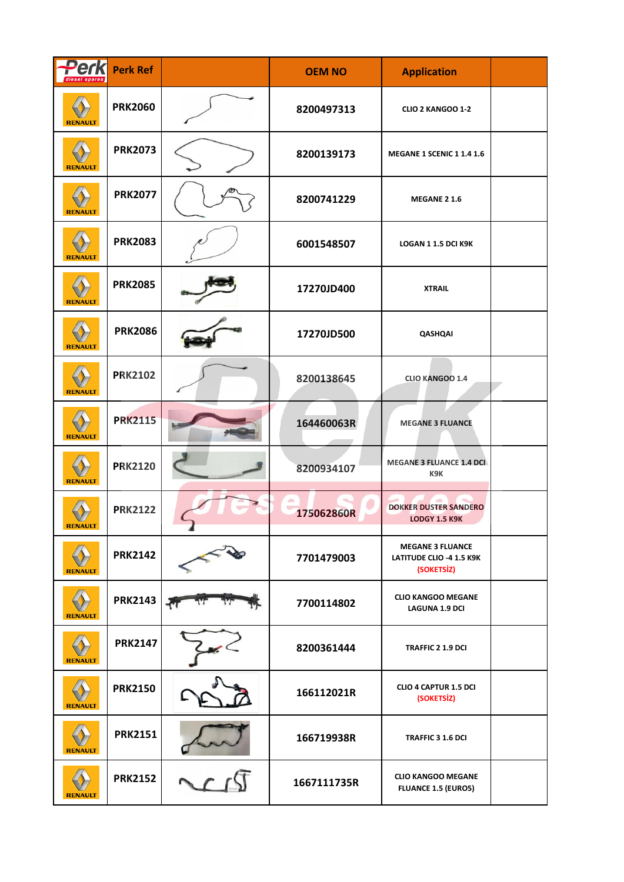| Perk diesel spares | Perk Ref | | OEM NO | Application | |
|---|---|---|---|---|---|
| RENAULT | PRK2060 | | 8200497313 | CLIO 2 KANGOO 1-2 | |
| RENAULT | PRK2073 | | 8200139173 | MEGANE 1 SCENIC 1 1.4 1.6 | |
| RENAULT | PRK2077 | | 8200741229 | MEGANE 2 1.6 | |
| RENAULT | PRK2083 | | 6001548507 | LOGAN 1 1.5 DCI K9K | |
| RENAULT | PRK2085 | | 17270JD400 | XTRAIL | |
| RENAULT | PRK2086 | | 17270JD500 | QASHQAI | |
| RENAULT | PRK2102 | | 8200138645 | CLIO KANGOO 1.4 | |
| RENAULT | PRK2115 | | 164460063R | MEGANE 3 FLUANCE | |
| RENAULT | PRK2120 | | 8200934107 | MEGANE 3 FLUANCE 1.4 DCI K9K | |
| RENAULT | PRK2122 | | 175062860R | DOKKER DUSTER SANDERO LODGY 1.5 K9K | |
| RENAULT | PRK2142 | | 7701479003 | MEGANE 3 FLUANCE LATITUDE CLIO -4 1.5 K9K (SOKETSİZ) | |
| RENAULT | PRK2143 | | 7700114802 | CLIO KANGOO MEGANE LAGUNA 1.9 DCI | |
| RENAULT | PRK2147 | | 8200361444 | TRAFFIC 2 1.9 DCI | |
| RENAULT | PRK2150 | | 166112021R | CLIO 4 CAPTUR 1.5 DCI (SOKETSİZ) | |
| RENAULT | PRK2151 | | 166719938R | TRAFFIC 3 1.6 DCI | |
| RENAULT | PRK2152 | | 1667111735R | CLIO KANGOO MEGANE FLUANCE 1.5 (EURO5) | |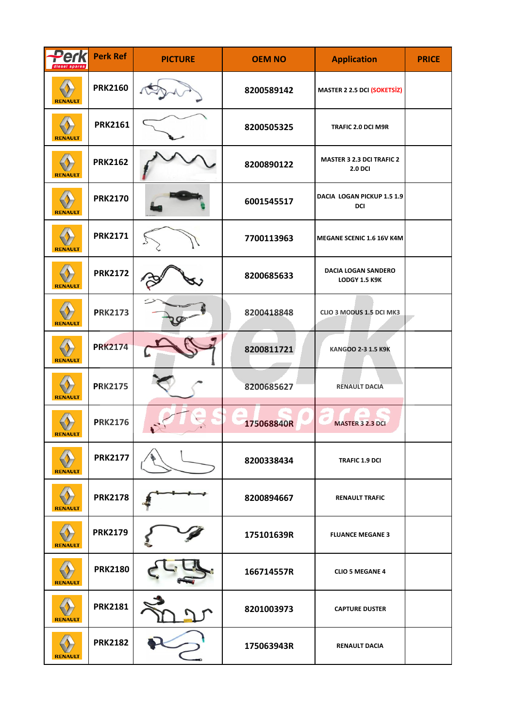| Perk diesel spares | Perk Ref | PICTURE | OEM NO | Application | PRICE |
|---|---|---|---|---|---|
| RENAULT | PRK2160 | | 8200589142 | MASTER 2 2.5 DCI (SOKETSİZ) | |
| RENAULT | PRK2161 | | 8200505325 | TRAFIC 2.0 DCI M9R | |
| RENAULT | PRK2162 | | 8200890122 | MASTER 3 2.3 DCI TRAFIC 2 2.0 DCI | |
| RENAULT | PRK2170 | | 6001545517 | DACIA LOGAN PICKUP 1.5 1.9 DCI | |
| RENAULT | PRK2171 | | 7700113963 | MEGANE SCENIC 1.6 16V K4M | |
| RENAULT | PRK2172 | | 8200685633 | DACIA LOGAN SANDERO LODGY 1.5 K9K | |
| RENAULT | PRK2173 | | 8200418848 | CLIO 3 MODUS 1.5 DCI MK3 | |
| RENAULT | PRK2174 | | 8200811721 | KANGOO 2-3 1.5 K9K | |
| RENAULT | PRK2175 | | 8200685627 | RENAULT DACIA | |
| RENAULT | PRK2176 | | 175068840R | MASTER 3 2.3 DCI | |
| RENAULT | PRK2177 | | 8200338434 | TRAFIC 1.9 DCI | |
| RENAULT | PRK2178 | | 8200894667 | RENAULT TRAFIC | |
| RENAULT | PRK2179 | | 175101639R | FLUANCE MEGANE 3 | |
| RENAULT | PRK2180 | | 166714557R | CLIO 5 MEGANE 4 | |
| RENAULT | PRK2181 | | 8201003973 | CAPTURE DUSTER | |
| RENAULT | PRK2182 | | 175063943R | RENAULT DACIA | |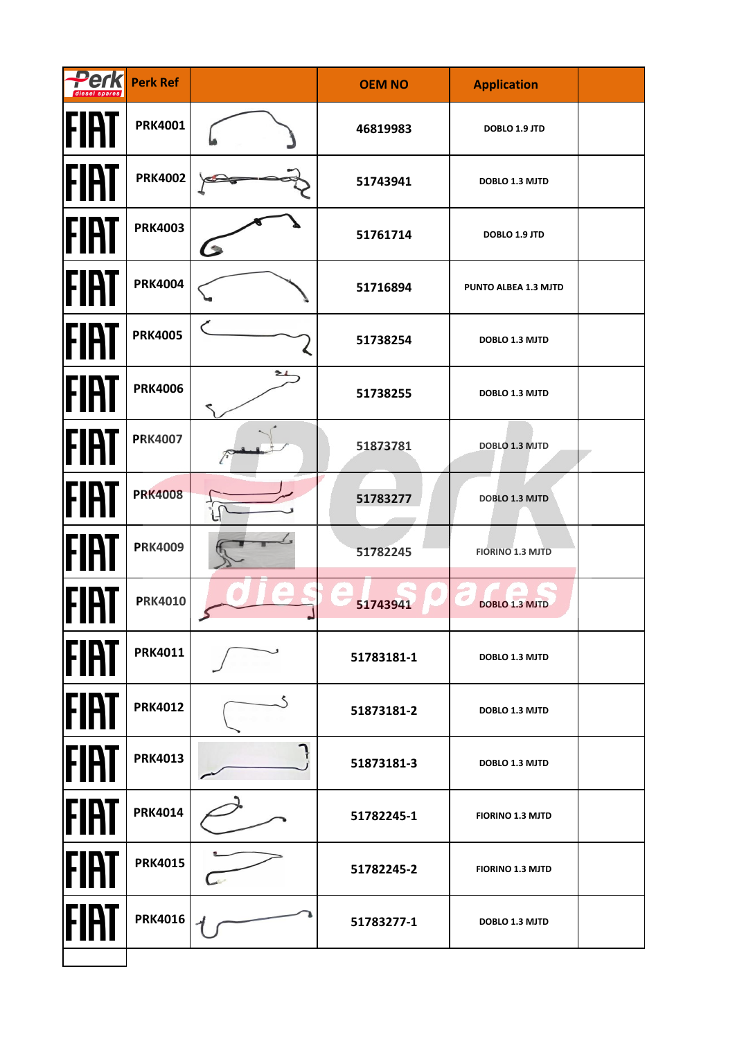| Perk diesel spares | Perk Ref | | OEM NO | Application | |
|---|---|---|---|---|---|
| FIAT | PRK4001 | | 46819983 | DOBLO 1.9 JTD | |
| FIAT | PRK4002 | | 51743941 | DOBLO 1.3 MJTD | |
| FIAT | PRK4003 | | 51761714 | DOBLO 1.9 JTD | |
| FIAT | PRK4004 | | 51716894 | PUNTO ALBEA 1.3 MJTD | |
| FIAT | PRK4005 | | 51738254 | DOBLO 1.3 MJTD | |
| FIAT | PRK4006 | | 51738255 | DOBLO 1.3 MJTD | |
| FIAT | PRK4007 | | 51873781 | DOBLO 1.3 MJTD | |
| FIAT | PRK4008 | | 51783277 | DOBLO 1.3 MJTD | |
| FIAT | PRK4009 | | 51782245 | FIORINO 1.3 MJTD | |
| FIAT | PRK4010 | | 51743941 | DOBLO 1.3 MJTD | |
| FIAT | PRK4011 | | 51783181-1 | DOBLO 1.3 MJTD | |
| FIAT | PRK4012 | | 51873181-2 | DOBLO 1.3 MJTD | |
| FIAT | PRK4013 | | 51873181-3 | DOBLO 1.3 MJTD | |
| FIAT | PRK4014 | | 51782245-1 | FIORINO 1.3 MJTD | |
| FIAT | PRK4015 | | 51782245-2 | FIORINO 1.3 MJTD | |
| FIAT | PRK4016 | | 51783277-1 | DOBLO 1.3 MJTD | |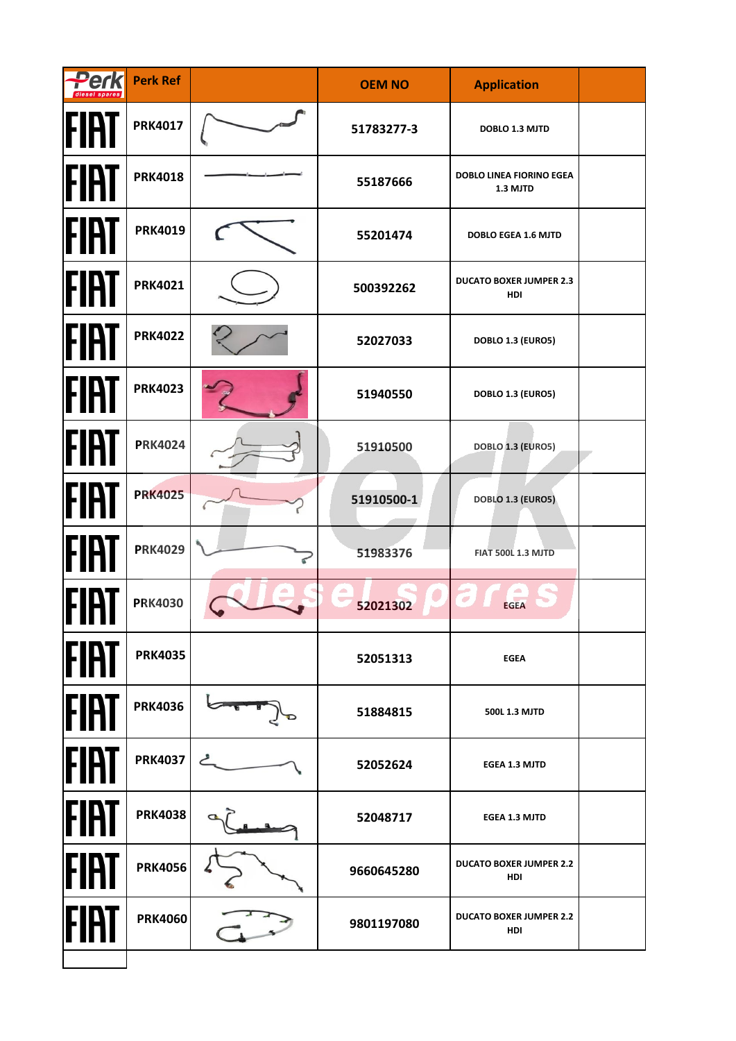| Perk diesel spares | Perk Ref | | OEM NO | Application | |
|---|---|---|---|---|---|
| FIAT | PRK4017 | | 51783277-3 | DOBLO 1.3 MJTD | |
| FIAT | PRK4018 | | 55187666 | DOBLO LINEA FIORINO EGEA 1.3 MJTD | |
| FIAT | PRK4019 | | 55201474 | DOBLO EGEA 1.6 MJTD | |
| FIAT | PRK4021 | | 500392262 | DUCATO BOXER JUMPER 2.3 HDI | |
| FIAT | PRK4022 | | 52027033 | DOBLO 1.3 (EURO5) | |
| FIAT | PRK4023 | | 51940550 | DOBLO 1.3 (EURO5) | |
| FIAT | PRK4024 | | 51910500 | DOBLO 1.3 (EURO5) | |
| FIAT | PRK4025 | | 51910500-1 | DOBLO 1.3 (EURO5) | |
| FIAT | PRK4029 | | 51983376 | FIAT 500L 1.3 MJTD | |
| FIAT | PRK4030 | | 52021302 | EGEA | |
| FIAT | PRK4035 | | 52051313 | EGEA | |
| FIAT | PRK4036 | | 51884815 | 500L 1.3 MJTD | |
| FIAT | PRK4037 | | 52052624 | EGEA 1.3 MJTD | |
| FIAT | PRK4038 | | 52048717 | EGEA 1.3 MJTD | |
| FIAT | PRK4056 | | 9660645280 | DUCATO BOXER JUMPER 2.2 HDI | |
| FIAT | PRK4060 | | 9801197080 | DUCATO BOXER JUMPER 2.2 HDI | |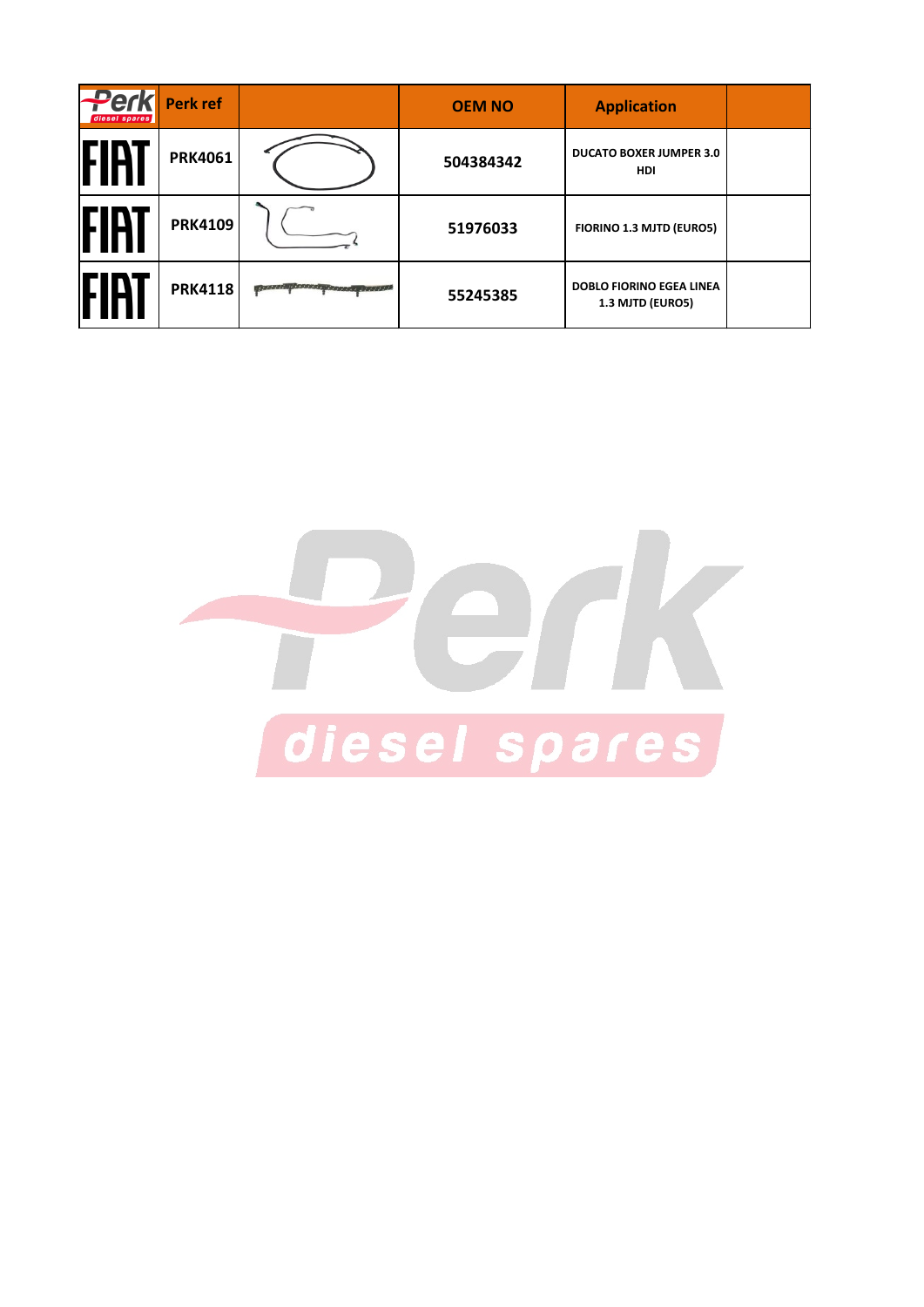| Perk | Perk ref | | OEM NO | Application | |
|---|---|---|---|---|---|
| FIAT | PRK4061 | | 504384342 | DUCATO BOXER JUMPER 3.0 HDI | |
| FIAT | PRK4109 | | 51976033 | FIORINO 1.3 MJTD (EURO5) | |
| FIAT | PRK4118 | | 55245385 | DOBLO FIORINO EGEA LINEA 1.3 MJTD (EURO5) | |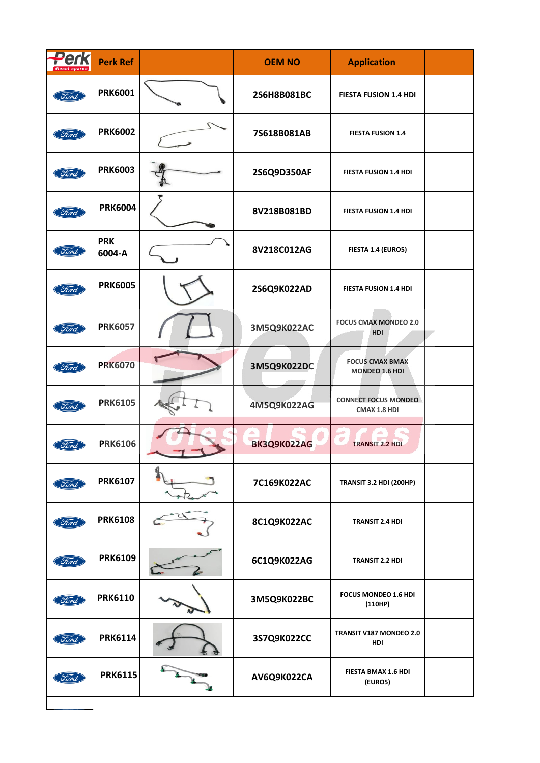| Perk diesel spares | Perk Ref | | OEM NO | Application | |
|---|---|---|---|---|---|
| Ford | PRK6001 | | 2S6H8B081BC | FIESTA FUSION 1.4 HDI | |
| Ford | PRK6002 | | 7S618B081AB | FIESTA FUSION 1.4 | |
| Ford | PRK6003 | | 2S6Q9D350AF | FIESTA FUSION 1.4 HDI | |
| Ford | PRK6004 | | 8V218B081BD | FIESTA FUSION 1.4 HDI | |
| Ford | PRK 6004-A | | 8V218C012AG | FIESTA 1.4 (EURO5) | |
| Ford | PRK6005 | | 2S6Q9K022AD | FIESTA FUSION 1.4 HDI | |
| Ford | PRK6057 | | 3M5Q9K022AC | FOCUS CMAX MONDEO 2.0 HDI | |
| Ford | PRK6070 | | 3M5Q9K022DC | FOCUS CMAX BMAX MONDEO 1.6 HDI | |
| Ford | PRK6105 | | 4M5Q9K022AG | CONNECT FOCUS MONDEO CMAX 1.8 HDI | |
| Ford | PRK6106 | | BK3Q9K022AG | TRANSIT 2.2 HDI | |
| Ford | PRK6107 | | 7C169K022AC | TRANSIT 3.2 HDI (200HP) | |
| Ford | PRK6108 | | 8C1Q9K022AC | TRANSIT 2.4 HDI | |
| Ford | PRK6109 | | 6C1Q9K022AG | TRANSIT 2.2 HDI | |
| Ford | PRK6110 | | 3M5Q9K022BC | FOCUS MONDEO 1.6 HDI (110HP) | |
| Ford | PRK6114 | | 3S7Q9K022CC | TRANSIT V187 MONDEO 2.0 HDI | |
| Ford | PRK6115 | | AV6Q9K022CA | FIESTA BMAX 1.6 HDI (EURO5) | |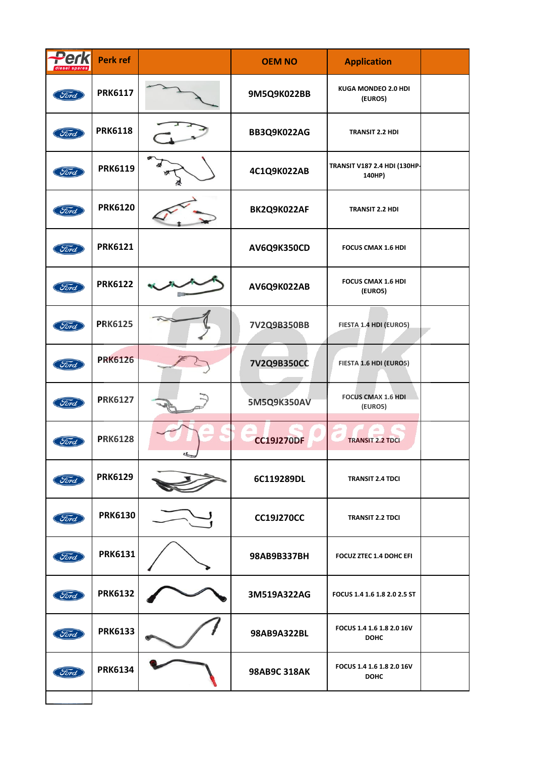| Perk diesel spares | Perk ref | | OEM NO | Application | |
|---|---|---|---|---|---|
| Ford | PRK6117 | | 9M5Q9K022BB | KUGA MONDEO 2.0 HDI (EURO5) | |
| Ford | PRK6118 | | BB3Q9K022AG | TRANSIT 2.2 HDI | |
| Ford | PRK6119 | | 4C1Q9K022AB | TRANSIT V187 2.4 HDI (130HP-140HP) | |
| Ford | PRK6120 | | BK2Q9K022AF | TRANSIT 2.2 HDI | |
| Ford | PRK6121 | | AV6Q9K350CD | FOCUS CMAX 1.6 HDI | |
| Ford | PRK6122 | | AV6Q9K022AB | FOCUS CMAX 1.6 HDI (EURO5) | |
| Ford | PRK6125 | | 7V2Q9B350BB | FIESTA 1.4 HDI (EURO5) | |
| Ford | PRK6126 | | 7V2Q9B350CC | FIESTA 1.6 HDI (EURO5) | |
| Ford | PRK6127 | | 5M5Q9K350AV | FOCUS CMAX 1.6 HDI (EURO5) | |
| Ford | PRK6128 | | CC19J270DF | TRANSIT 2.2 TDCI | |
| Ford | PRK6129 | | 6C119289DL | TRANSIT 2.4 TDCI | |
| Ford | PRK6130 | | CC19J270CC | TRANSIT 2.2 TDCI | |
| Ford | PRK6131 | | 98AB9B337BH | FOCUZ ZTEC 1.4 DOHC EFI | |
| Ford | PRK6132 | | 3M519A322AG | FOCUS 1.4 1.6 1.8 2.0 2.5 ST | |
| Ford | PRK6133 | | 98AB9A322BL | FOCUS 1.4 1.6 1.8 2.0 16V DOHC | |
| Ford | PRK6134 | | 98AB9C 318AK | FOCUS 1.4 1.6 1.8 2.0 16V DOHC | |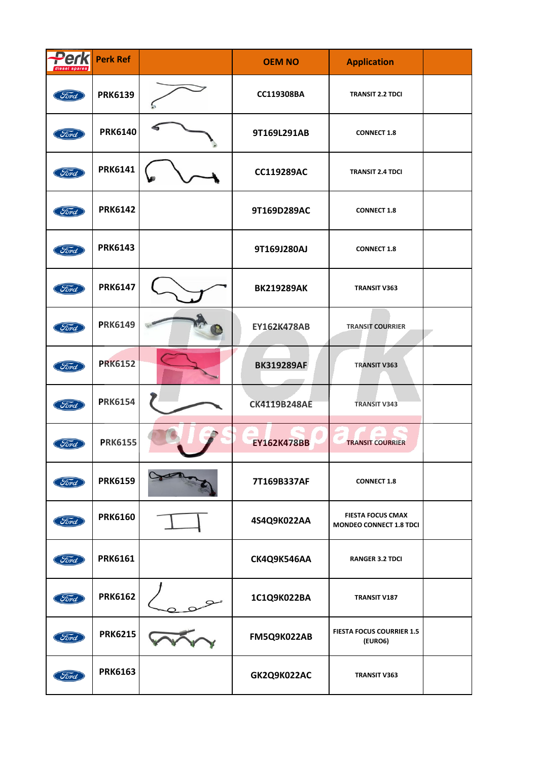| Perk diesel spares | Perk Ref | | OEM NO | Application | |
|---|---|---|---|---|---|
| Ford | PRK6139 | | CC119308BA | TRANSIT 2.2 TDCI | |
| Ford | PRK6140 | | 9T169L291AB | CONNECT 1.8 | |
| Ford | PRK6141 | | CC119289AC | TRANSIT 2.4 TDCI | |
| Ford | PRK6142 | | 9T169D289AC | CONNECT 1.8 | |
| Ford | PRK6143 | | 9T169J280AJ | CONNECT 1.8 | |
| Ford | PRK6147 | | BK219289AK | TRANSIT V363 | |
| Ford | PRK6149 | | EY162K478AB | TRANSIT COURRIER | |
| Ford | PRK6152 | | BK319289AF | TRANSIT V363 | |
| Ford | PRK6154 | | CK4119B248AE | TRANSIT V343 | |
| Ford | PRK6155 | | EY162K478BB | TRANSIT COURRIER | |
| Ford | PRK6159 | | 7T169B337AF | CONNECT 1.8 | |
| Ford | PRK6160 | | 4S4Q9K022AA | FIESTA FOCUS CMAX MONDEO CONNECT 1.8 TDCI | |
| Ford | PRK6161 | | CK4Q9K546AA | RANGER 3.2 TDCI | |
| Ford | PRK6162 | | 1C1Q9K022BA | TRANSIT V187 | |
| Ford | PRK6215 | | FM5Q9K022AB | FIESTA FOCUS COURRIER 1.5 (EURO6) | |
| Ford | PRK6163 | | GK2Q9K022AC | TRANSIT V363 | |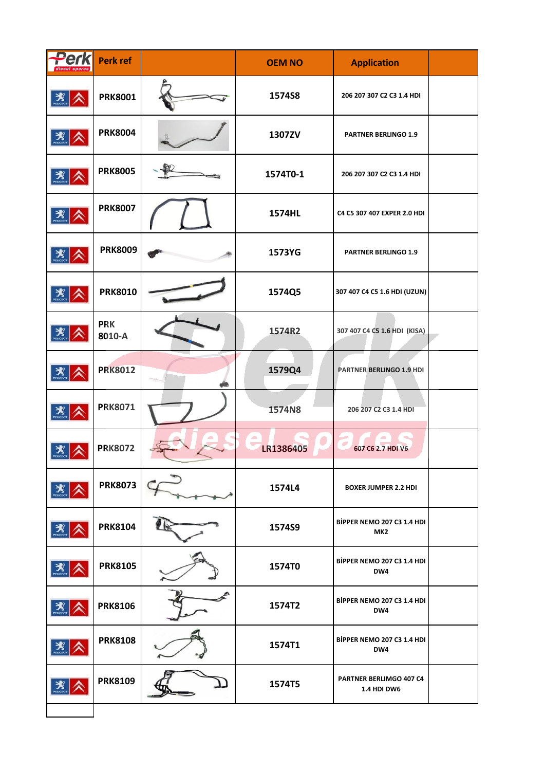| Perk diesel spares | Perk ref | | OEM NO | Application | |
|---|---|---|---|---|---|
| | PRK8001 | | 1574S8 | 206 207 307 C2 C3 1.4 HDI | |
| | PRK8004 | | 1307ZV | PARTNER BERLINGO 1.9 | |
| | PRK8005 | | 1574T0-1 | 206 207 307 C2 C3 1.4 HDI | |
| | PRK8007 | | 1574HL | C4 C5 307 407 EXPER 2.0 HDI | |
| | PRK8009 | | 1573YG | PARTNER BERLINGO 1.9 | |
| | PRK8010 | | 1574Q5 | 307 407 C4 C5 1.6 HDI (UZUN) | |
| | PRK 8010-A | | 1574R2 | 307 407 C4 C5 1.6 HDI (KISA) | |
| | PRK8012 | | 1579Q4 | PARTNER BERLINGO 1.9 HDI | |
| | PRK8071 | | 1574N8 | 206 207 C2 C3 1.4 HDI | |
| | PRK8072 | | LR1386405 | 607 C6 2.7 HDI V6 | |
| | PRK8073 | | 1574L4 | BOXER JUMPER 2.2 HDI | |
| | PRK8104 | | 1574S9 | BİPPER NEMO 207 C3 1.4 HDI MK2 | |
| | PRK8105 | | 1574T0 | BİPPER NEMO 207 C3 1.4 HDI DW4 | |
| | PRK8106 | | 1574T2 | BİPPER NEMO 207 C3 1.4 HDI DW4 | |
| | PRK8108 | | 1574T1 | BİPPER NEMO 207 C3 1.4 HDI DW4 | |
| | PRK8109 | | 1574T5 | PARTNER BERLIMGO 407 C4 1.4 HDI DW6 | |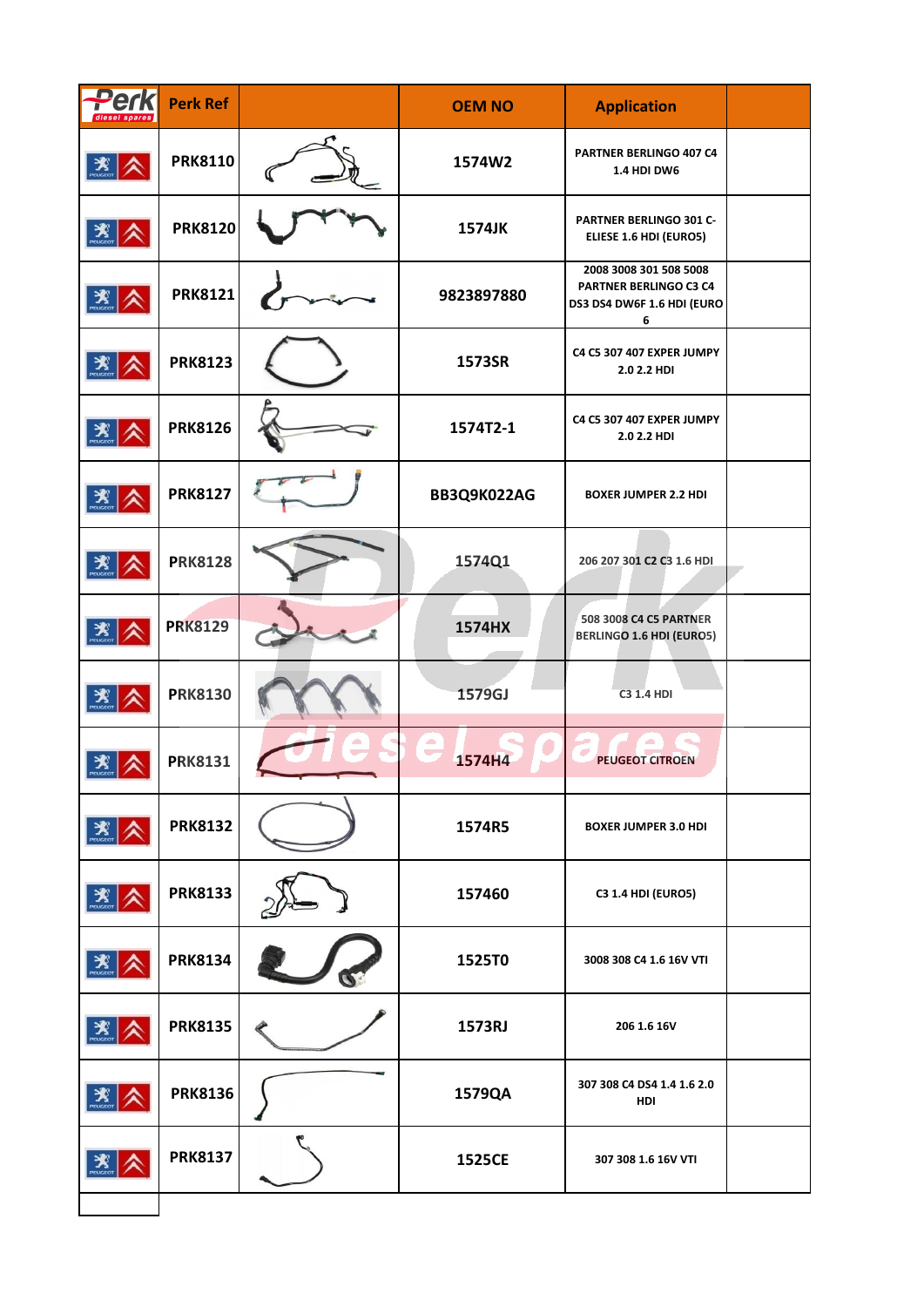| Perk diesel spares | Perk Ref | | OEM NO | Application | |
|---|---|---|---|---|---|
| | PRK8110 | | 1574W2 | PARTNER BERLINGO 407 C4 1.4 HDI DW6 | |
| | PRK8120 | | 1574JK | PARTNER BERLINGO 301 C-ELIESE 1.6 HDI (EURO5) | |
| | PRK8121 | | 9823897880 | 2008 3008 301 508 5008 PARTNER BERLINGO C3 C4 DS3 DS4 DW6F 1.6 HDI (EURO 6 | |
| | PRK8123 | | 1573SR | C4 C5 307 407 EXPER JUMPY 2.0 2.2 HDI | |
| | PRK8126 | | 1574T2-1 | C4 C5 307 407 EXPER JUMPY 2.0 2.2 HDI | |
| | PRK8127 | | BB3Q9K022AG | BOXER JUMPER 2.2 HDI | |
| | PRK8128 | | 1574Q1 | 206 207 301 C2 C3 1.6 HDI | |
| | PRK8129 | | 1574HX | 508 3008 C4 C5 PARTNER BERLINGO 1.6 HDI (EURO5) | |
| | PRK8130 | | 1579GJ | C3 1.4 HDI | |
| | PRK8131 | | 1574H4 | PEUGEOT CITROEN | |
| | PRK8132 | | 1574R5 | BOXER JUMPER 3.0 HDI | |
| | PRK8133 | | 157460 | C3 1.4 HDI (EURO5) | |
| | PRK8134 | | 1525T0 | 3008 308 C4 1.6 16V VTI | |
| | PRK8135 | | 1573RJ | 206 1.6 16V | |
| | PRK8136 | | 1579QA | 307 308 C4 DS4 1.4 1.6 2.0 HDI | |
| | PRK8137 | | 1525CE | 307 308 1.6 16V VTI | |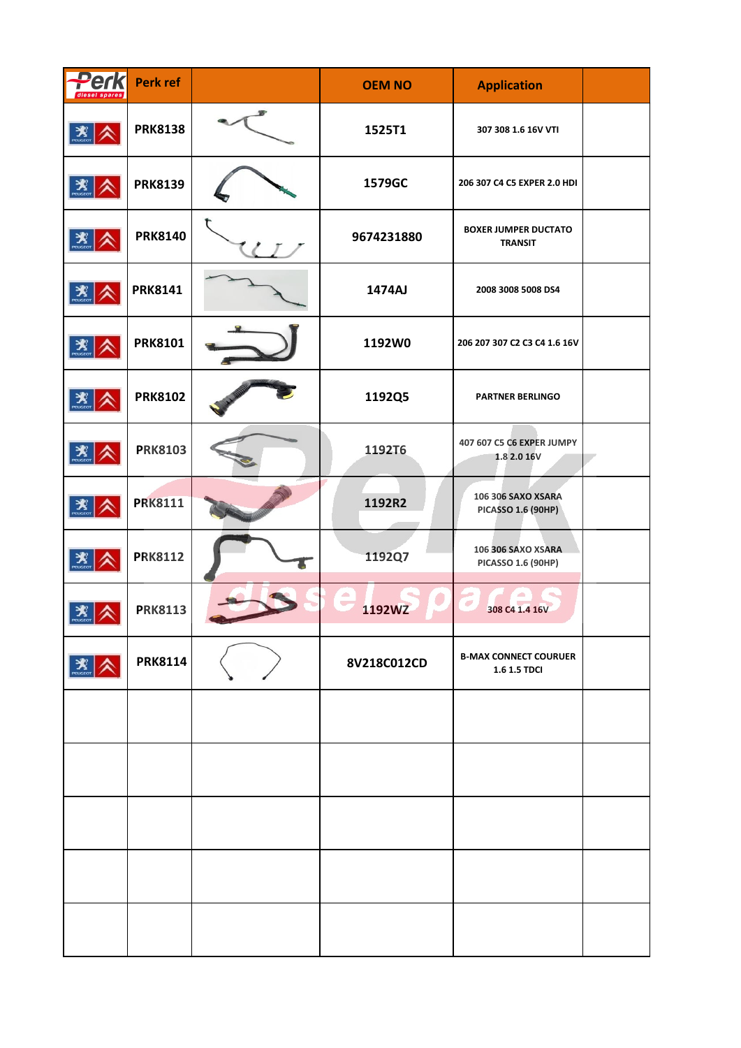| Perk diesel spares | Perk ref | | OEM NO | Application | |
|---|---|---|---|---|---|
| | PRK8138 | | 1525T1 | 307 308 1.6 16V VTI | |
| | PRK8139 | | 1579GC | 206 307 C4 C5 EXPER 2.0 HDI | |
| | PRK8140 | | 9674231880 | BOXER JUMPER DUCTATO TRANSIT | |
| | PRK8141 | | 1474AJ | 2008 3008 5008 DS4 | |
| | PRK8101 | | 1192W0 | 206 207 307 C2 C3 C4 1.6 16V | |
| | PRK8102 | | 1192Q5 | PARTNER BERLINGO | |
| | PRK8103 | | 1192T6 | 407 607 C5 C6 EXPER JUMPY 1.8 2.0 16V | |
| | PRK8111 | | 1192R2 | 106 306 SAXO XSARA PICASSO 1.6 (90HP) | |
| | PRK8112 | | 1192Q7 | 106 306 SAXO XSARA PICASSO 1.6 (90HP) | |
| | PRK8113 | | 1192WZ | 308 C4 1.4 16V | |
| | PRK8114 | | 8V218C012CD | B-MAX CONNECT COURUER 1.6 1.5 TDCI | |
| | | | | | |
| | | | | | |
| | | | | | |
| | | | | | |
| | | | | | |